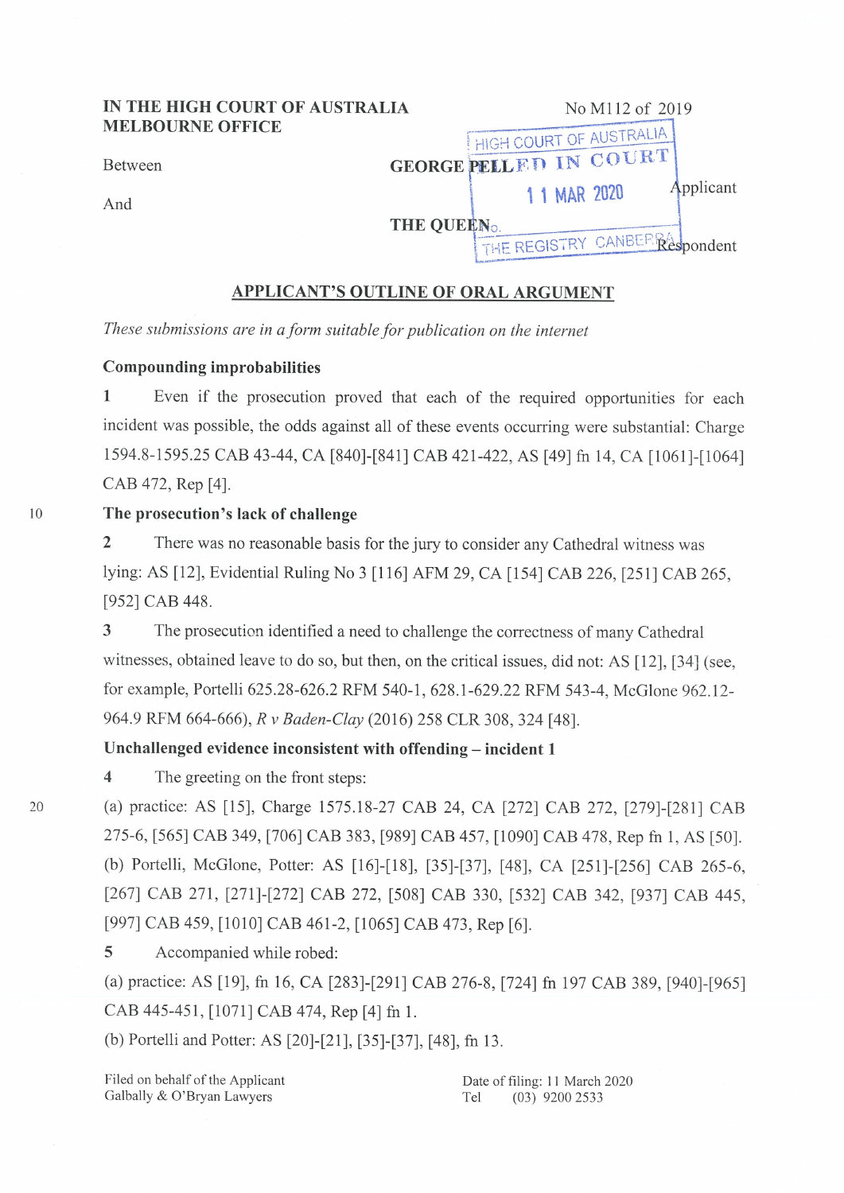IN THE HIGH COURT OF AUSTRALIA
MELBOURNE OFFICE

No M112 of 2019

Between

**GEORGE PELL**

Applicant

And

**THE QUEEN**

Respondent

HIGH COURT OF AUSTRALIA
FILED IN COURT
11 MAR 2020
No.
THE REGISTRY CANBERRA

## APPLICANT'S OUTLINE OF ORAL ARGUMENT

*These submissions are in a form suitable for publication on the internet*

### Compounding improbabilities

1 Even if the prosecution proved that each of the required opportunities for each incident was possible, the odds against all of these events occurring were substantial: Charge 1594.8-1595.25 CAB 43-44, CA [840]-[841] CAB 421-422, AS [49] fn 14, CA [1061]-[1064] CAB 472, Rep [4].

### The prosecution's lack of challenge

2 There was no reasonable basis for the jury to consider any Cathedral witness was lying: AS [12], Evidential Ruling No 3 [116] AFM 29, CA [154] CAB 226, [251] CAB 265, [952] CAB 448.

3 The prosecution identified a need to challenge the correctness of many Cathedral witnesses, obtained leave to do so, but then, on the critical issues, did not: AS [12], [34] (see, for example, Portelli 625.28-626.2 RFM 540-1, 628.1-629.22 RFM 543-4, McGlone 962.12-964.9 RFM 664-666), *R v Baden-Clay* (2016) 258 CLR 308, 324 [48].

### Unchallenged evidence inconsistent with offending – incident 1

4 The greeting on the front steps:

(a) practice: AS [15], Charge 1575.18-27 CAB 24, CA [272] CAB 272, [279]-[281] CAB 275-6, [565] CAB 349, [706] CAB 383, [989] CAB 457, [1090] CAB 478, Rep fn 1, AS [50].

(b) Portelli, McGlone, Potter: AS [16]-[18], [35]-[37], [48], CA [251]-[256] CAB 265-6, [267] CAB 271, [271]-[272] CAB 272, [508] CAB 330, [532] CAB 342, [937] CAB 445, [997] CAB 459, [1010] CAB 461-2, [1065] CAB 473, Rep [6].

5 Accompanied while robed:

(a) practice: AS [19], fn 16, CA [283]-[291] CAB 276-8, [724] fn 197 CAB 389, [940]-[965] CAB 445-451, [1071] CAB 474, Rep [4] fn 1.

(b) Portelli and Potter: AS [20]-[21], [35]-[37], [48], fn 13.

Filed on behalf of the Applicant
Galbally & O'Bryan Lawyers

Date of filing: 11 March 2020
Tel (03) 9200 2533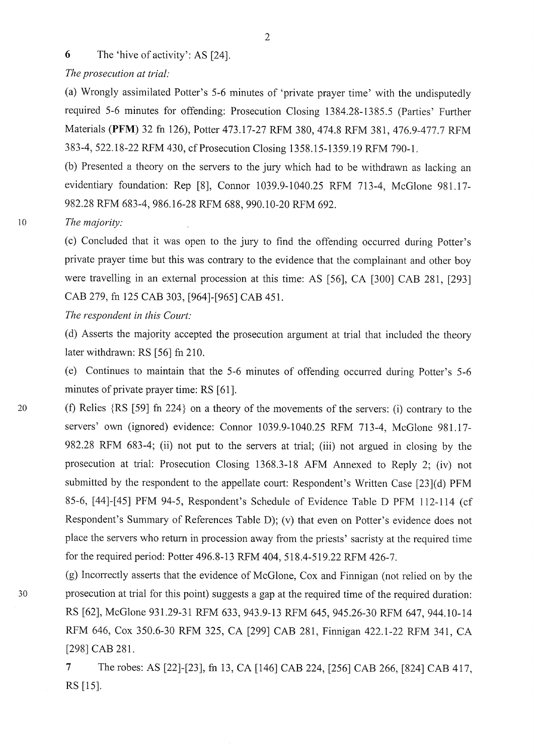**6** The 'hive of activity': AS [24].

*The prosecution at trial:*

(a) Wrongly assimilated Potter's 5-6 minutes of 'private prayer time' with the undisputedly required 5-6 minutes for offending: Prosecution Closing 1384.28-1385.5 (Parties' Further Materials (**PFM**) 32 fn 126), Potter 473.17-27 RFM 380, 474.8 RFM 381, 476.9-477.7 RFM 383-4, 522.18-22 RFM 430, cf Prosecution Closing 1358.15-1359.19 RFM 790-1.

(b) Presented a theory on the servers to the jury which had to be withdrawn as lacking an evidentiary foundation: Rep [8], Connor 1039.9-1040.25 RFM 713-4, McGlone 981.17-982.28 RFM 683-4, 986.16-28 RFM 688, 990.10-20 RFM 692.

*The majority:*

(c) Concluded that it was open to the jury to find the offending occurred during Potter's private prayer time but this was contrary to the evidence that the complainant and other boy were travelling in an external procession at this time: AS [56], CA [300] CAB 281, [293] CAB 279, fn 125 CAB 303, [964]-[965] CAB 451.

*The respondent in this Court:*

(d) Asserts the majority accepted the prosecution argument at trial that included the theory later withdrawn: RS [56] fn 210.

(e) Continues to maintain that the 5-6 minutes of offending occurred during Potter's 5-6 minutes of private prayer time: RS [61].

(f) Relies {RS [59] fn 224} on a theory of the movements of the servers: (i) contrary to the servers' own (ignored) evidence: Connor 1039.9-1040.25 RFM 713-4, McGlone 981.17-982.28 RFM 683-4; (ii) not put to the servers at trial; (iii) not argued in closing by the prosecution at trial: Prosecution Closing 1368.3-18 AFM Annexed to Reply 2; (iv) not submitted by the respondent to the appellate court: Respondent's Written Case [23](d) PFM 85-6, [44]-[45] PFM 94-5, Respondent's Schedule of Evidence Table D PFM 112-114 (cf Respondent's Summary of References Table D); (v) that even on Potter's evidence does not place the servers who return in procession away from the priests' sacristy at the required time for the required period: Potter 496.8-13 RFM 404, 518.4-519.22 RFM 426-7.

(g) Incorrectly asserts that the evidence of McGlone, Cox and Finnigan (not relied on by the prosecution at trial for this point) suggests a gap at the required time of the required duration: RS [62], McGlone 931.29-31 RFM 633, 943.9-13 RFM 645, 945.26-30 RFM 647, 944.10-14 RFM 646, Cox 350.6-30 RFM 325, CA [299] CAB 281, Finnigan 422.1-22 RFM 341, CA [298] CAB 281.

**7** The robes: AS [22]-[23], fn 13, CA [146] CAB 224, [256] CAB 266, [824] CAB 417, RS [15].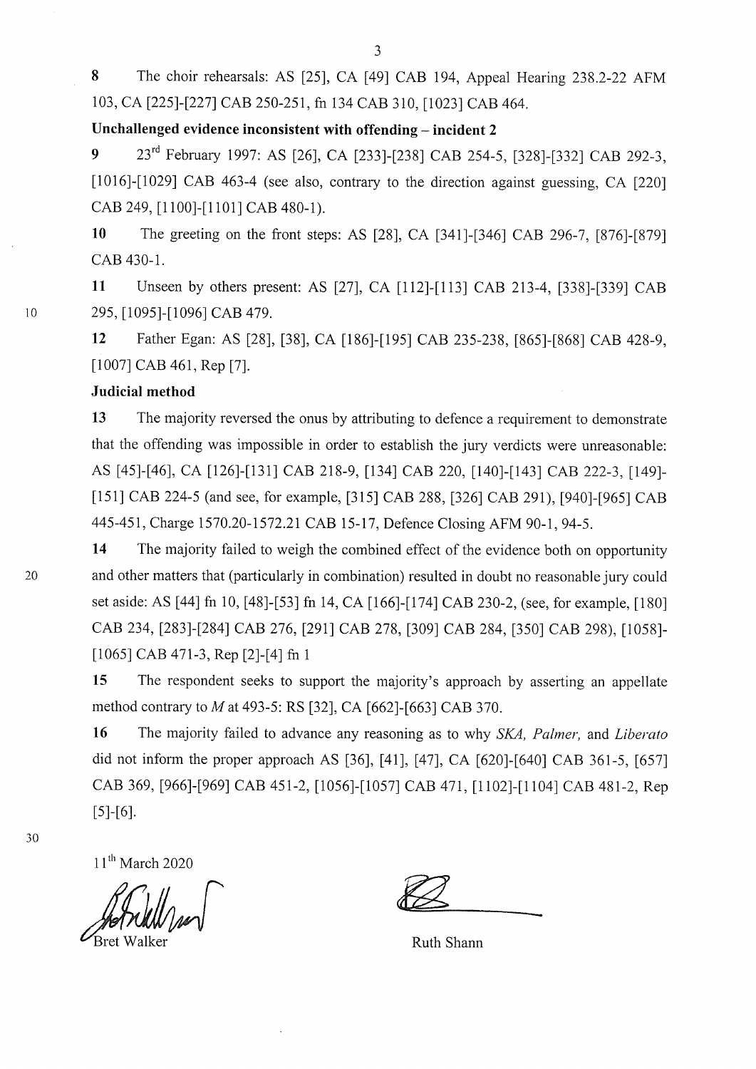**8** The choir rehearsals: AS [25], CA [49] CAB 194, Appeal Hearing 238.2-22 AFM 103, CA [225]-[227] CAB 250-251, fn 134 CAB 310, [1023] CAB 464.

**Unchallenged evidence inconsistent with offending – incident 2**

**9** 23rd February 1997: AS [26], CA [233]-[238] CAB 254-5, [328]-[332] CAB 292-3, [1016]-[1029] CAB 463-4 (see also, contrary to the direction against guessing, CA [220] CAB 249, [1100]-[1101] CAB 480-1).

**10** The greeting on the front steps: AS [28], CA [341]-[346] CAB 296-7, [876]-[879] CAB 430-1.

**11** Unseen by others present: AS [27], CA [112]-[113] CAB 213-4, [338]-[339] CAB 295, [1095]-[1096] CAB 479.

**12** Father Egan: AS [28], [38], CA [186]-[195] CAB 235-238, [865]-[868] CAB 428-9, [1007] CAB 461, Rep [7].

**Judicial method**

**13** The majority reversed the onus by attributing to defence a requirement to demonstrate that the offending was impossible in order to establish the jury verdicts were unreasonable: AS [45]-[46], CA [126]-[131] CAB 218-9, [134] CAB 220, [140]-[143] CAB 222-3, [149]-[151] CAB 224-5 (and see, for example, [315] CAB 288, [326] CAB 291), [940]-[965] CAB 445-451, Charge 1570.20-1572.21 CAB 15-17, Defence Closing AFM 90-1, 94-5.

**14** The majority failed to weigh the combined effect of the evidence both on opportunity and other matters that (particularly in combination) resulted in doubt no reasonable jury could set aside: AS [44] fn 10, [48]-[53] fn 14, CA [166]-[174] CAB 230-2, (see, for example, [180] CAB 234, [283]-[284] CAB 276, [291] CAB 278, [309] CAB 284, [350] CAB 298), [1058]-[1065] CAB 471-3, Rep [2]-[4] fn 1

**15** The respondent seeks to support the majority's approach by asserting an appellate method contrary to *M* at 493-5: RS [32], CA [662]-[663] CAB 370.

**16** The majority failed to advance any reasoning as to why *SKA, Palmer,* and *Liberato* did not inform the proper approach AS [36], [41], [47], CA [620]-[640] CAB 361-5, [657] CAB 369, [966]-[969] CAB 451-2, [1056]-[1057] CAB 471, [1102]-[1104] CAB 481-2, Rep [5]-[6].

11th March 2020

Bret Walker

Ruth Shann